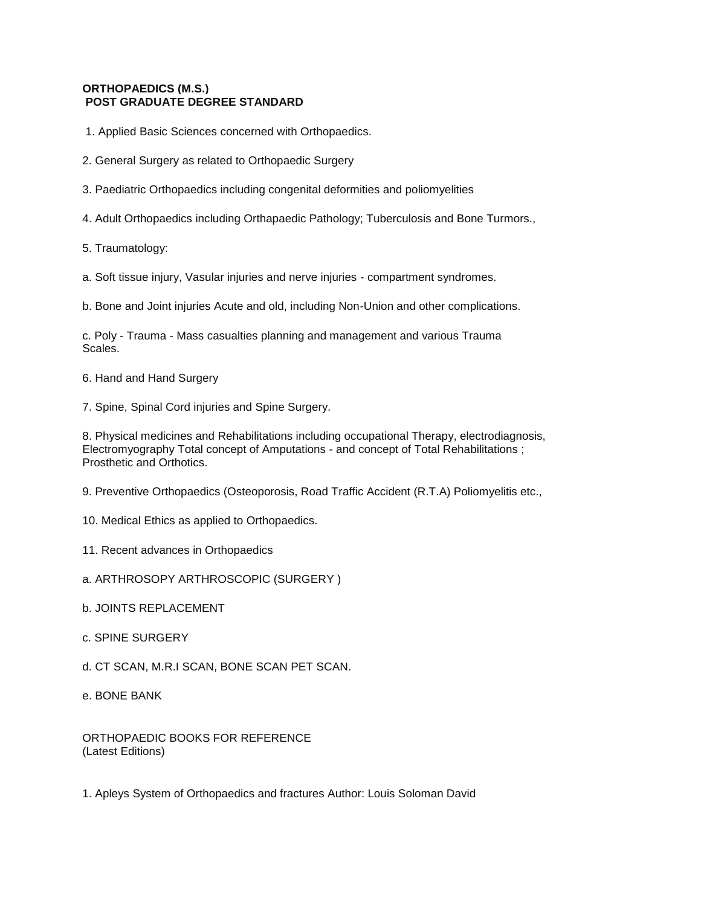**ORTHOPAEDICS (M.S.)**
**POST GRADUATE DEGREE STANDARD**

1. Applied Basic Sciences concerned with Orthopaedics.

2. General Surgery as related to Orthopaedic Surgery

3. Paediatric Orthopaedics including congenital deformities and poliomyelities

4. Adult Orthopaedics including Orthapaedic Pathology; Tuberculosis and Bone Turmors.,

5. Traumatology:

a. Soft tissue injury, Vasular injuries and nerve injuries - compartment syndromes.

b. Bone and Joint injuries Acute and old, including Non-Union and other complications.

c. Poly - Trauma - Mass casualties planning and management and various Trauma Scales.

6. Hand and Hand Surgery

7. Spine, Spinal Cord injuries and Spine Surgery.

8. Physical medicines and Rehabilitations including occupational Therapy, electrodiagnosis, Electromyography Total concept of Amputations - and concept of Total Rehabilitations ; Prosthetic and Orthotics.

9. Preventive Orthopaedics (Osteoporosis, Road Traffic Accident (R.T.A) Poliomyelitis etc.,

10. Medical Ethics as applied to Orthopaedics.

11. Recent advances in Orthopaedics

a. ARTHROSOPY ARTHROSCOPIC (SURGERY )

b. JOINTS REPLACEMENT

c. SPINE SURGERY

d. CT SCAN, M.R.I SCAN, BONE SCAN PET SCAN.

e. BONE BANK

ORTHOPAEDIC BOOKS FOR REFERENCE
(Latest Editions)

1. Apleys System of Orthopaedics and fractures Author: Louis Soloman David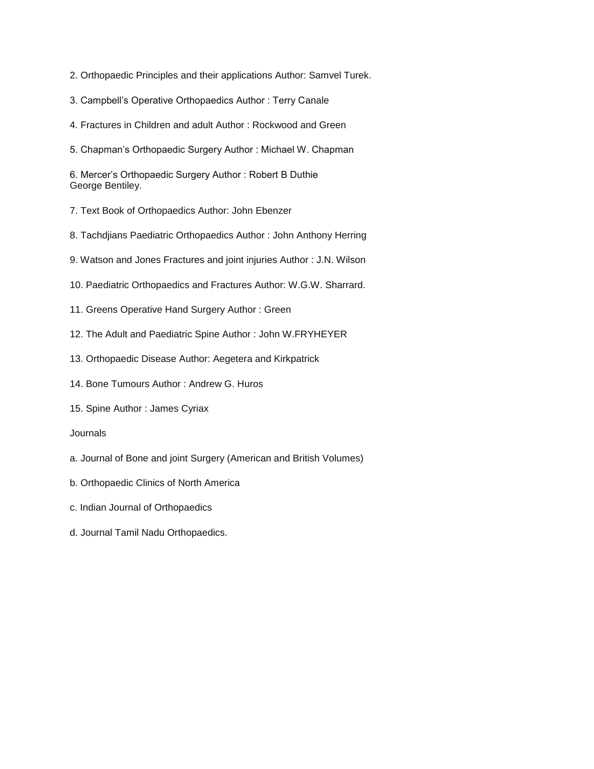2. Orthopaedic Principles and their applications Author: Samvel Turek.

3. Campbell's Operative Orthopaedics Author : Terry Canale

4. Fractures in Children and adult Author : Rockwood and Green

5. Chapman's Orthopaedic Surgery Author : Michael W. Chapman

6. Mercer's Orthopaedic Surgery Author : Robert B Duthie
George Bentiley.

7. Text Book of Orthopaedics Author: John Ebenzer

8. Tachdjians Paediatric Orthopaedics Author : John Anthony Herring

9. Watson and Jones Fractures and joint injuries Author : J.N. Wilson

10. Paediatric Orthopaedics and Fractures Author: W.G.W. Sharrard.

11. Greens Operative Hand Surgery Author : Green

12. The Adult and Paediatric Spine Author : John W.FRYHEYER

13. Orthopaedic Disease Author: Aegetera and Kirkpatrick

14. Bone Tumours Author : Andrew G. Huros

15. Spine Author : James Cyriax

Journals

a. Journal of Bone and joint Surgery (American and British Volumes)

b. Orthopaedic Clinics of North America

c. Indian Journal of Orthopaedics

d. Journal Tamil Nadu Orthopaedics.